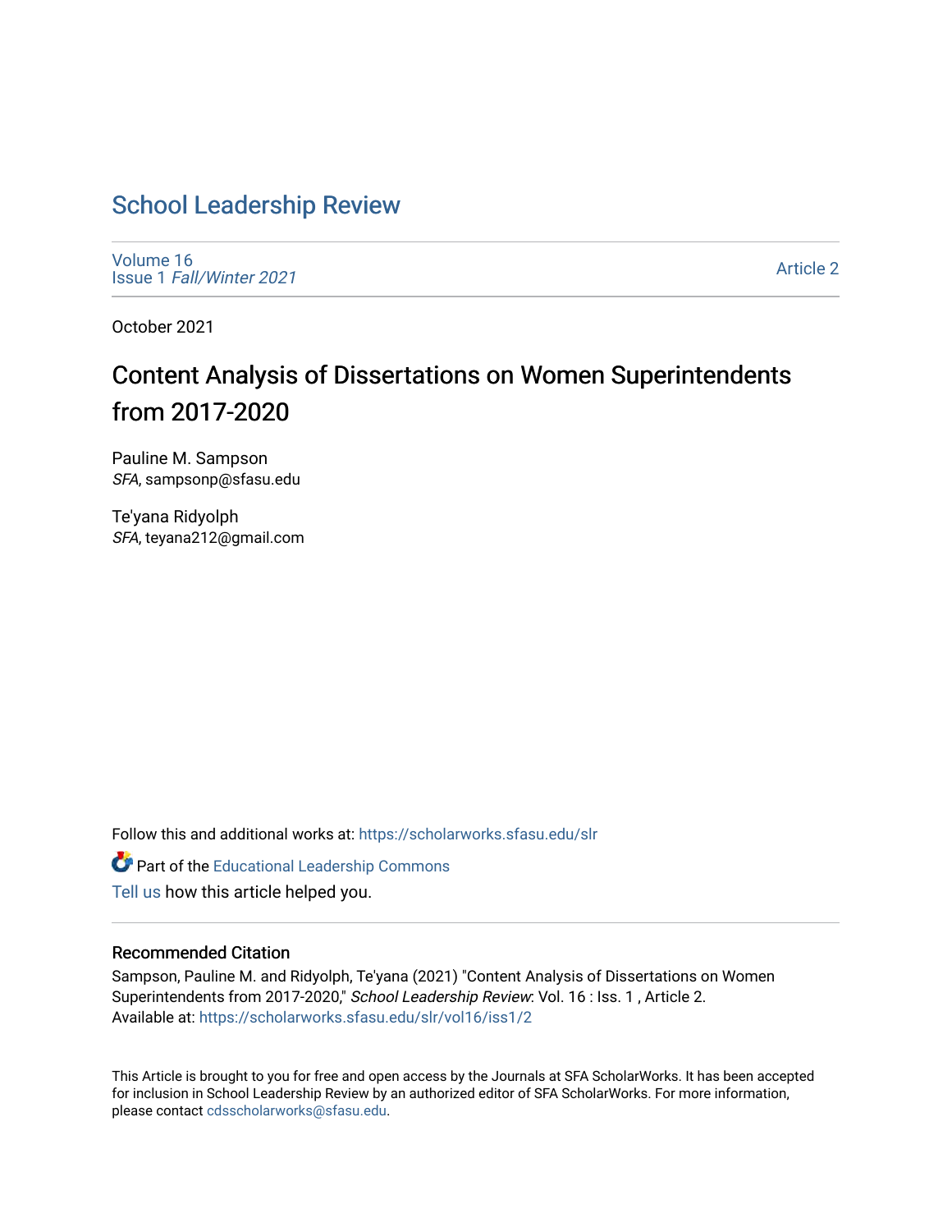# School Leadership Review

Volume 16
Issue 1 *Fall/Winter 2021*

Article 2

October 2021

## Content Analysis of Dissertations on Women Superintendents from 2017-2020

Pauline M. Sampson
*SFA*, sampsonp@sfasu.edu

Te'yana Ridyolph
*SFA*, teyana212@gmail.com

Follow this and additional works at: https://scholarworks.sfasu.edu/slr

Part of the Educational Leadership Commons

Tell us how this article helped you.

### Recommended Citation

Sampson, Pauline M. and Ridyolph, Te'yana (2021) "Content Analysis of Dissertations on Women Superintendents from 2017-2020," *School Leadership Review*: Vol. 16 : Iss. 1 , Article 2.
Available at: https://scholarworks.sfasu.edu/slr/vol16/iss1/2

This Article is brought to you for free and open access by the Journals at SFA ScholarWorks. It has been accepted for inclusion in School Leadership Review by an authorized editor of SFA ScholarWorks. For more information, please contact cdsscholarworks@sfasu.edu.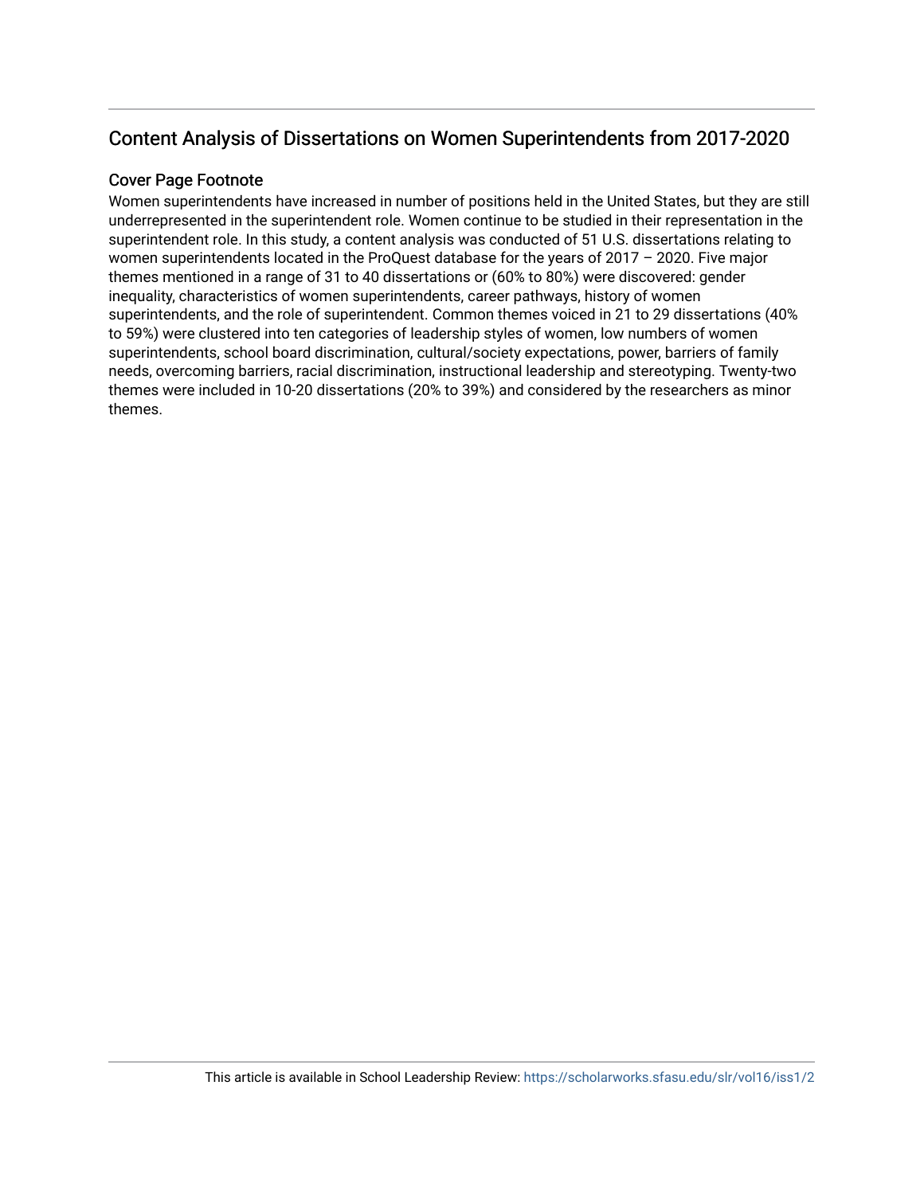## Content Analysis of Dissertations on Women Superintendents from 2017-2020

### Cover Page Footnote

Women superintendents have increased in number of positions held in the United States, but they are still underrepresented in the superintendent role. Women continue to be studied in their representation in the superintendent role. In this study, a content analysis was conducted of 51 U.S. dissertations relating to women superintendents located in the ProQuest database for the years of 2017 – 2020. Five major themes mentioned in a range of 31 to 40 dissertations or (60% to 80%) were discovered: gender inequality, characteristics of women superintendents, career pathways, history of women superintendents, and the role of superintendent. Common themes voiced in 21 to 29 dissertations (40% to 59%) were clustered into ten categories of leadership styles of women, low numbers of women superintendents, school board discrimination, cultural/society expectations, power, barriers of family needs, overcoming barriers, racial discrimination, instructional leadership and stereotyping. Twenty-two themes were included in 10-20 dissertations (20% to 39%) and considered by the researchers as minor themes.

This article is available in School Leadership Review: https://scholarworks.sfasu.edu/slr/vol16/iss1/2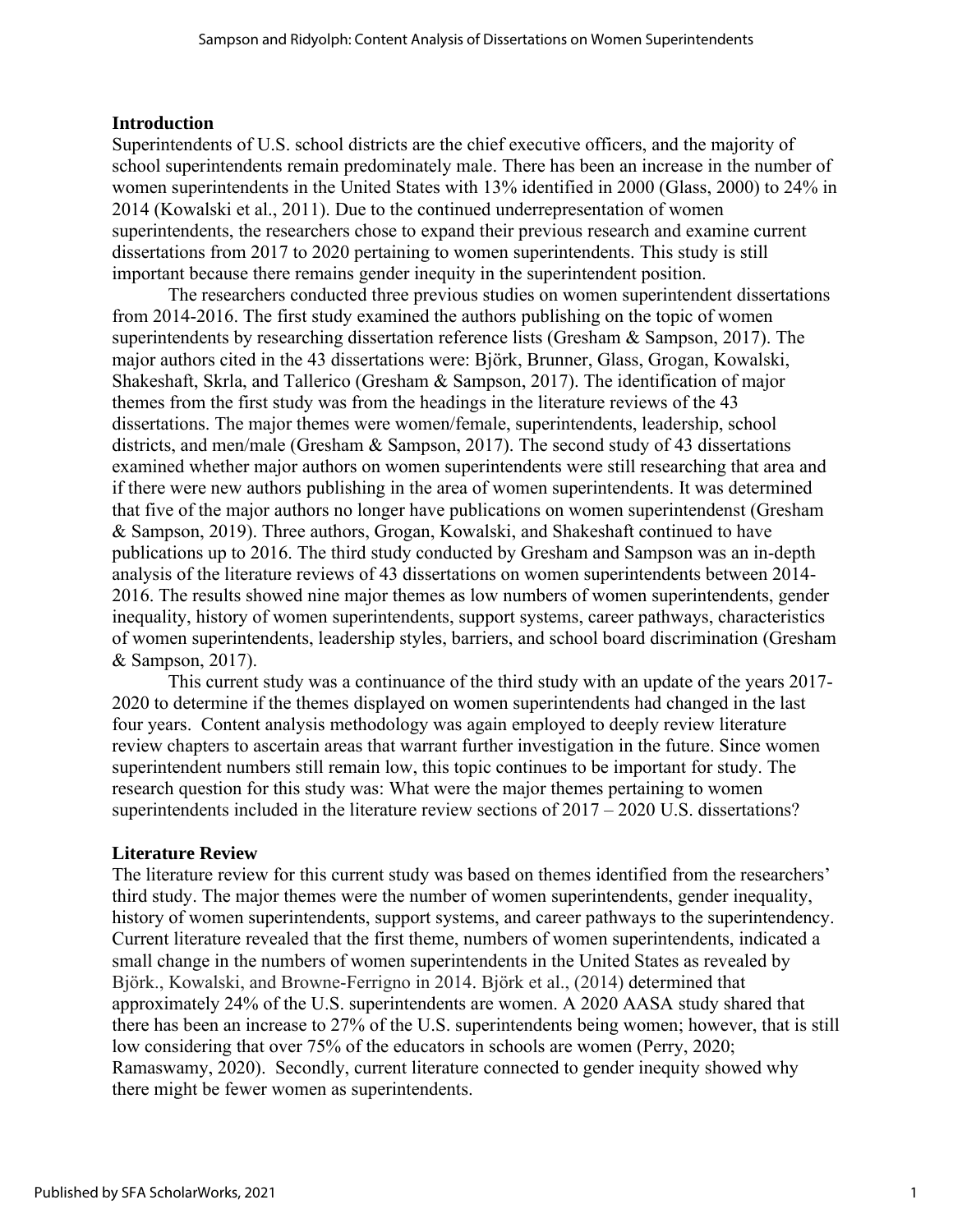## Introduction

Superintendents of U.S. school districts are the chief executive officers, and the majority of school superintendents remain predominately male. There has been an increase in the number of women superintendents in the United States with 13% identified in 2000 (Glass, 2000) to 24% in 2014 (Kowalski et al., 2011). Due to the continued underrepresentation of women superintendents, the researchers chose to expand their previous research and examine current dissertations from 2017 to 2020 pertaining to women superintendents. This study is still important because there remains gender inequity in the superintendent position.

The researchers conducted three previous studies on women superintendent dissertations from 2014-2016. The first study examined the authors publishing on the topic of women superintendents by researching dissertation reference lists (Gresham & Sampson, 2017). The major authors cited in the 43 dissertations were: Björk, Brunner, Glass, Grogan, Kowalski, Shakeshaft, Skrla, and Tallerico (Gresham & Sampson, 2017). The identification of major themes from the first study was from the headings in the literature reviews of the 43 dissertations. The major themes were women/female, superintendents, leadership, school districts, and men/male (Gresham & Sampson, 2017). The second study of 43 dissertations examined whether major authors on women superintendents were still researching that area and if there were new authors publishing in the area of women superintendents. It was determined that five of the major authors no longer have publications on women superintendenst (Gresham & Sampson, 2019). Three authors, Grogan, Kowalski, and Shakeshaft continued to have publications up to 2016. The third study conducted by Gresham and Sampson was an in-depth analysis of the literature reviews of 43 dissertations on women superintendents between 2014-2016. The results showed nine major themes as low numbers of women superintendents, gender inequality, history of women superintendents, support systems, career pathways, characteristics of women superintendents, leadership styles, barriers, and school board discrimination (Gresham & Sampson, 2017).

This current study was a continuance of the third study with an update of the years 2017-2020 to determine if the themes displayed on women superintendents had changed in the last four years. Content analysis methodology was again employed to deeply review literature review chapters to ascertain areas that warrant further investigation in the future. Since women superintendent numbers still remain low, this topic continues to be important for study. The research question for this study was: What were the major themes pertaining to women superintendents included in the literature review sections of 2017 – 2020 U.S. dissertations?

## Literature Review

The literature review for this current study was based on themes identified from the researchers' third study. The major themes were the number of women superintendents, gender inequality, history of women superintendents, support systems, and career pathways to the superintendency. Current literature revealed that the first theme, numbers of women superintendents, indicated a small change in the numbers of women superintendents in the United States as revealed by Björk., Kowalski, and Browne-Ferrigno in 2014. Björk et al., (2014) determined that approximately 24% of the U.S. superintendents are women. A 2020 AASA study shared that there has been an increase to 27% of the U.S. superintendents being women; however, that is still low considering that over 75% of the educators in schools are women (Perry, 2020; Ramaswamy, 2020). Secondly, current literature connected to gender inequity showed why there might be fewer women as superintendents.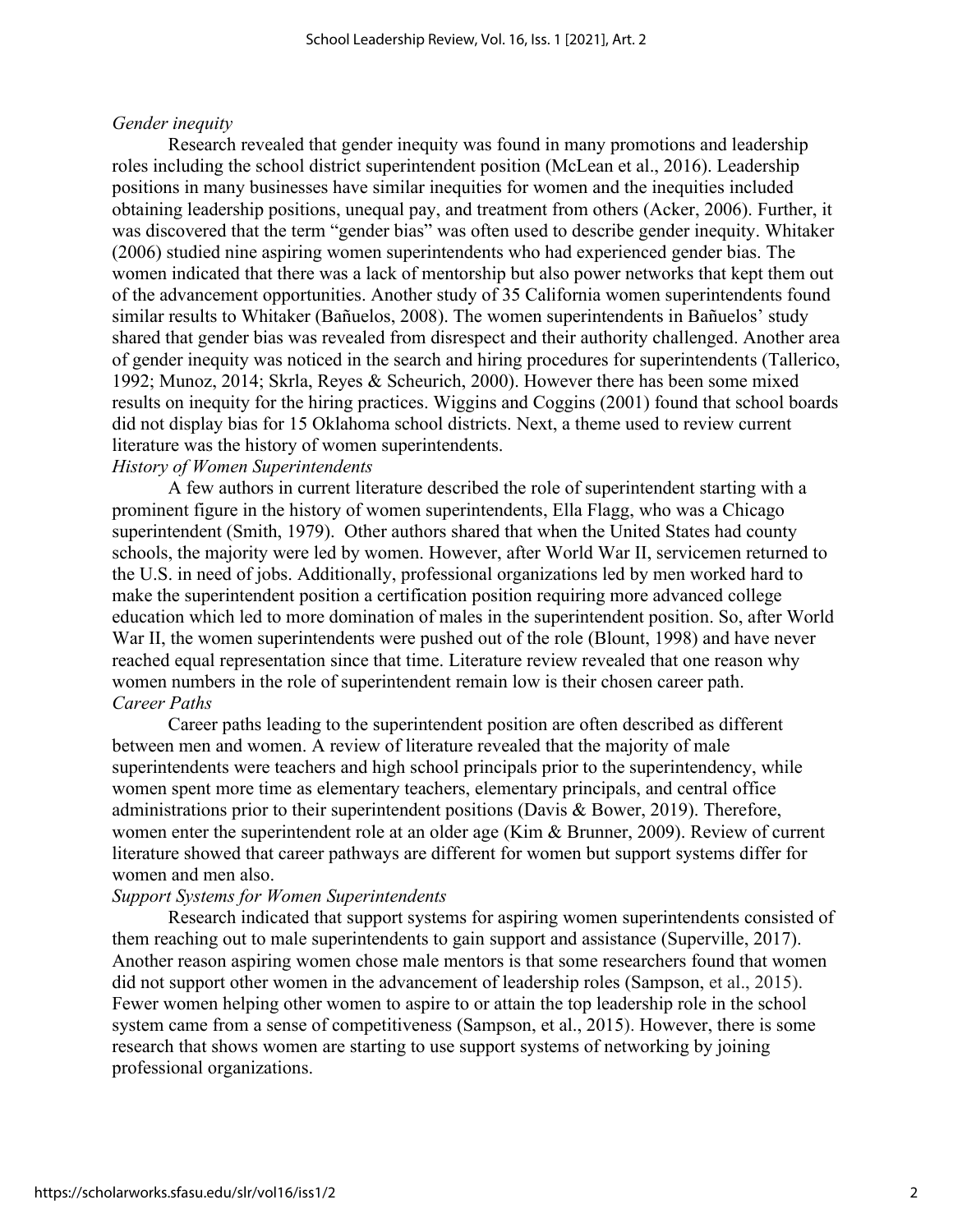*Gender inequity*

Research revealed that gender inequity was found in many promotions and leadership roles including the school district superintendent position (McLean et al., 2016). Leadership positions in many businesses have similar inequities for women and the inequities included obtaining leadership positions, unequal pay, and treatment from others (Acker, 2006). Further, it was discovered that the term "gender bias" was often used to describe gender inequity. Whitaker (2006) studied nine aspiring women superintendents who had experienced gender bias. The women indicated that there was a lack of mentorship but also power networks that kept them out of the advancement opportunities. Another study of 35 California women superintendents found similar results to Whitaker (Bañuelos, 2008). The women superintendents in Bañuelos' study shared that gender bias was revealed from disrespect and their authority challenged. Another area of gender inequity was noticed in the search and hiring procedures for superintendents (Tallerico, 1992; Munoz, 2014; Skrla, Reyes & Scheurich, 2000). However there has been some mixed results on inequity for the hiring practices. Wiggins and Coggins (2001) found that school boards did not display bias for 15 Oklahoma school districts. Next, a theme used to review current literature was the history of women superintendents.

*History of Women Superintendents*

A few authors in current literature described the role of superintendent starting with a prominent figure in the history of women superintendents, Ella Flagg, who was a Chicago superintendent (Smith, 1979). Other authors shared that when the United States had county schools, the majority were led by women. However, after World War II, servicemen returned to the U.S. in need of jobs. Additionally, professional organizations led by men worked hard to make the superintendent position a certification position requiring more advanced college education which led to more domination of males in the superintendent position. So, after World War II, the women superintendents were pushed out of the role (Blount, 1998) and have never reached equal representation since that time. Literature review revealed that one reason why women numbers in the role of superintendent remain low is their chosen career path.

*Career Paths*

Career paths leading to the superintendent position are often described as different between men and women. A review of literature revealed that the majority of male superintendents were teachers and high school principals prior to the superintendency, while women spent more time as elementary teachers, elementary principals, and central office administrations prior to their superintendent positions (Davis & Bower, 2019). Therefore, women enter the superintendent role at an older age (Kim & Brunner, 2009). Review of current literature showed that career pathways are different for women but support systems differ for women and men also.

*Support Systems for Women Superintendents*

Research indicated that support systems for aspiring women superintendents consisted of them reaching out to male superintendents to gain support and assistance (Superville, 2017). Another reason aspiring women chose male mentors is that some researchers found that women did not support other women in the advancement of leadership roles (Sampson, et al., 2015). Fewer women helping other women to aspire to or attain the top leadership role in the school system came from a sense of competitiveness (Sampson, et al., 2015). However, there is some research that shows women are starting to use support systems of networking by joining professional organizations.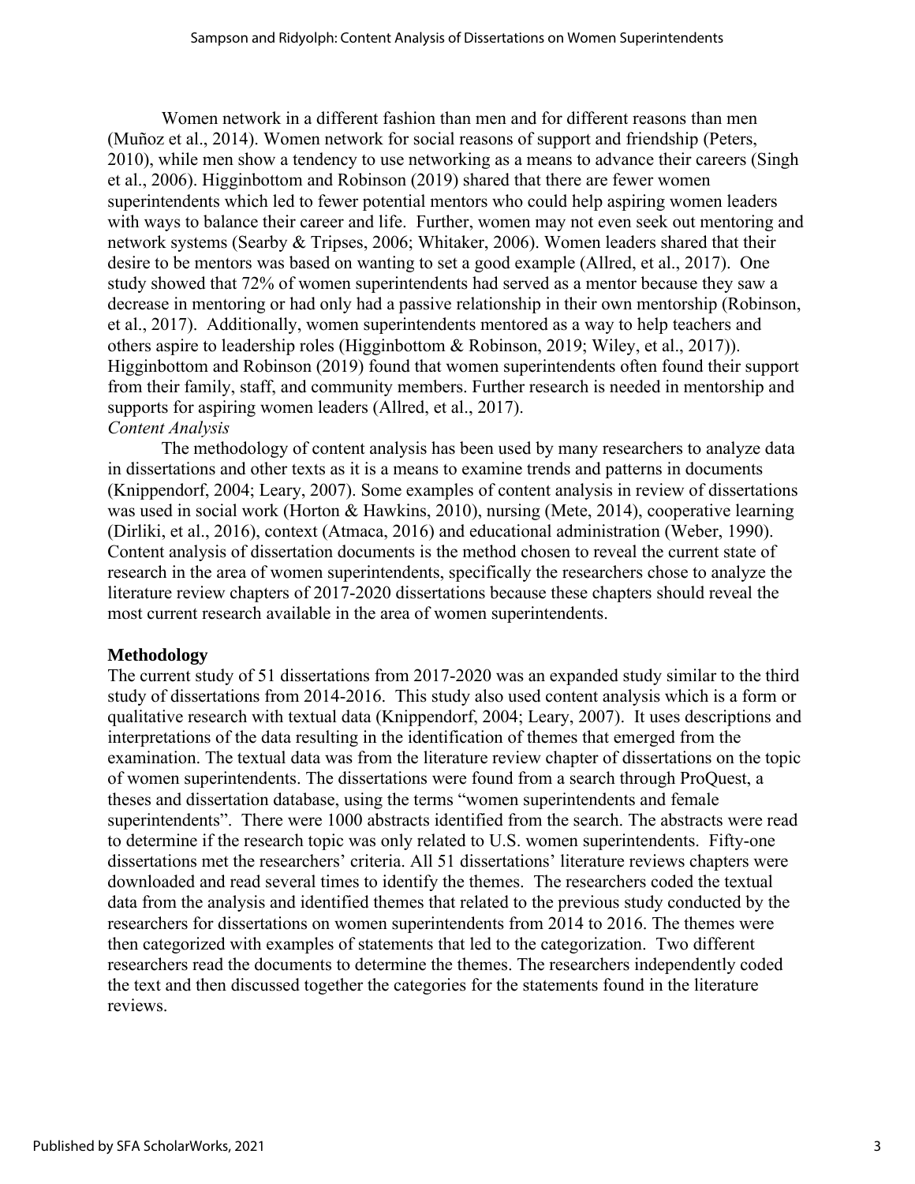Women network in a different fashion than men and for different reasons than men (Muñoz et al., 2014). Women network for social reasons of support and friendship (Peters, 2010), while men show a tendency to use networking as a means to advance their careers (Singh et al., 2006). Higginbottom and Robinson (2019) shared that there are fewer women superintendents which led to fewer potential mentors who could help aspiring women leaders with ways to balance their career and life. Further, women may not even seek out mentoring and network systems (Searby & Tripses, 2006; Whitaker, 2006). Women leaders shared that their desire to be mentors was based on wanting to set a good example (Allred, et al., 2017). One study showed that 72% of women superintendents had served as a mentor because they saw a decrease in mentoring or had only had a passive relationship in their own mentorship (Robinson, et al., 2017). Additionally, women superintendents mentored as a way to help teachers and others aspire to leadership roles (Higginbottom & Robinson, 2019; Wiley, et al., 2017)). Higginbottom and Robinson (2019) found that women superintendents often found their support from their family, staff, and community members. Further research is needed in mentorship and supports for aspiring women leaders (Allred, et al., 2017).

*Content Analysis*

The methodology of content analysis has been used by many researchers to analyze data in dissertations and other texts as it is a means to examine trends and patterns in documents (Knippendorf, 2004; Leary, 2007). Some examples of content analysis in review of dissertations was used in social work (Horton & Hawkins, 2010), nursing (Mete, 2014), cooperative learning (Dirliki, et al., 2016), context (Atmaca, 2016) and educational administration (Weber, 1990). Content analysis of dissertation documents is the method chosen to reveal the current state of research in the area of women superintendents, specifically the researchers chose to analyze the literature review chapters of 2017-2020 dissertations because these chapters should reveal the most current research available in the area of women superintendents.

## Methodology

The current study of 51 dissertations from 2017-2020 was an expanded study similar to the third study of dissertations from 2014-2016. This study also used content analysis which is a form or qualitative research with textual data (Knippendorf, 2004; Leary, 2007). It uses descriptions and interpretations of the data resulting in the identification of themes that emerged from the examination. The textual data was from the literature review chapter of dissertations on the topic of women superintendents. The dissertations were found from a search through ProQuest, a theses and dissertation database, using the terms "women superintendents and female superintendents". There were 1000 abstracts identified from the search. The abstracts were read to determine if the research topic was only related to U.S. women superintendents. Fifty-one dissertations met the researchers' criteria. All 51 dissertations' literature reviews chapters were downloaded and read several times to identify the themes. The researchers coded the textual data from the analysis and identified themes that related to the previous study conducted by the researchers for dissertations on women superintendents from 2014 to 2016. The themes were then categorized with examples of statements that led to the categorization. Two different researchers read the documents to determine the themes. The researchers independently coded the text and then discussed together the categories for the statements found in the literature reviews.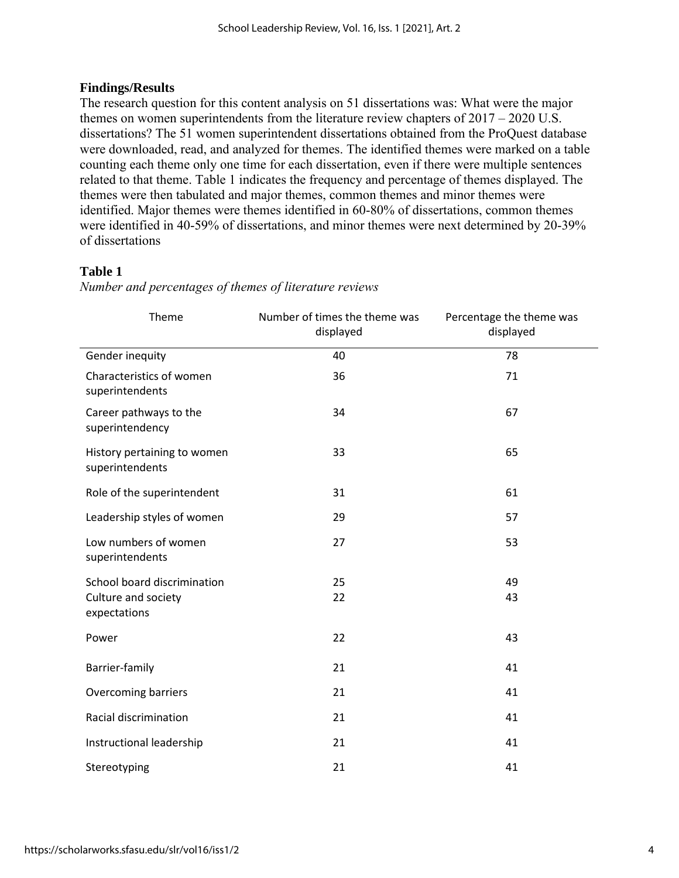**Findings/Results**

The research question for this content analysis on 51 dissertations was: What were the major themes on women superintendents from the literature review chapters of 2017 – 2020 U.S. dissertations? The 51 women superintendent dissertations obtained from the ProQuest database were downloaded, read, and analyzed for themes. The identified themes were marked on a table counting each theme only one time for each dissertation, even if there were multiple sentences related to that theme. Table 1 indicates the frequency and percentage of themes displayed. The themes were then tabulated and major themes, common themes and minor themes were identified. Major themes were themes identified in 60-80% of dissertations, common themes were identified in 40-59% of dissertations, and minor themes were next determined by 20-39% of dissertations

**Table 1**

*Number and percentages of themes of literature reviews*

| Theme | Number of times the theme was displayed | Percentage the theme was displayed |
|---|---|---|
| Gender inequity | 40 | 78 |
| Characteristics of women superintendents | 36 | 71 |
| Career pathways to the superintendency | 34 | 67 |
| History pertaining to women superintendents | 33 | 65 |
| Role of the superintendent | 31 | 61 |
| Leadership styles of women | 29 | 57 |
| Low numbers of women superintendents | 27 | 53 |
| School board discrimination | 25 | 49 |
| Culture and society expectations | 22 | 43 |
| Power | 22 | 43 |
| Barrier-family | 21 | 41 |
| Overcoming barriers | 21 | 41 |
| Racial discrimination | 21 | 41 |
| Instructional leadership | 21 | 41 |
| Stereotyping | 21 | 41 |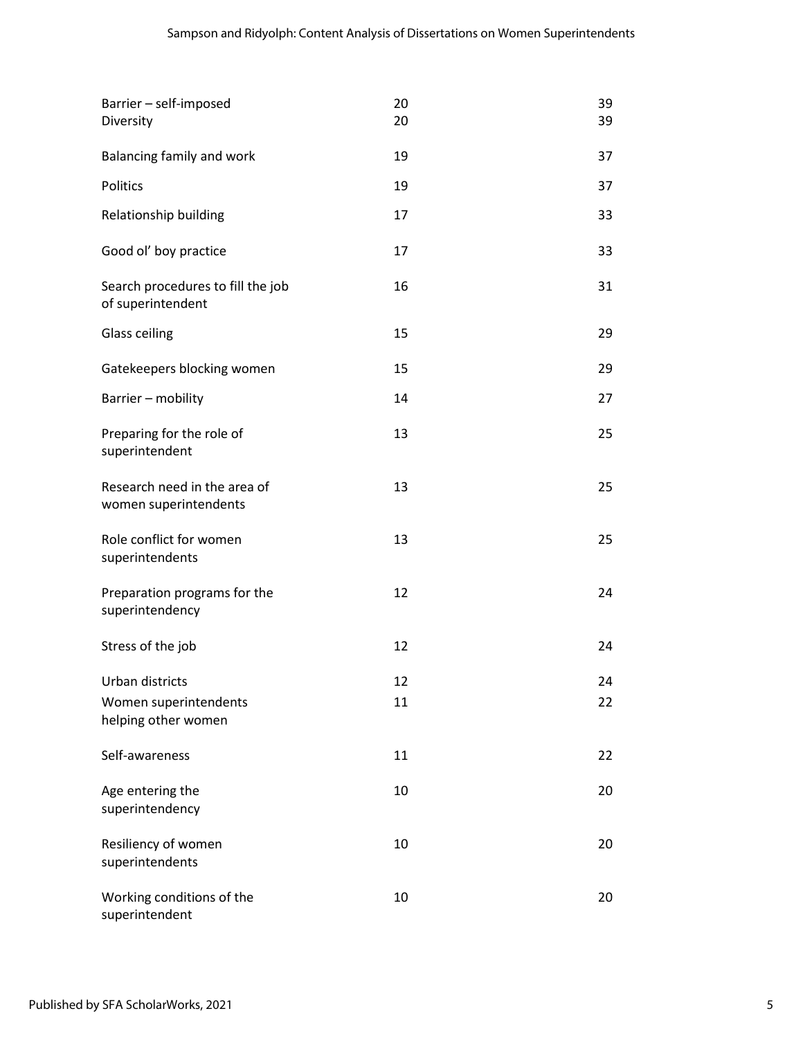| | | |
|---|---|---|
| Barrier – self-imposed | 20 | 39 |
| Diversity | 20 | 39 |
| Balancing family and work | 19 | 37 |
| Politics | 19 | 37 |
| Relationship building | 17 | 33 |
| Good ol' boy practice | 17 | 33 |
| Search procedures to fill the job of superintendent | 16 | 31 |
| Glass ceiling | 15 | 29 |
| Gatekeepers blocking women | 15 | 29 |
| Barrier – mobility | 14 | 27 |
| Preparing for the role of superintendent | 13 | 25 |
| Research need in the area of women superintendents | 13 | 25 |
| Role conflict for women superintendents | 13 | 25 |
| Preparation programs for the superintendency | 12 | 24 |
| Stress of the job | 12 | 24 |
| Urban districts | 12 | 24 |
| Women superintendents helping other women | 11 | 22 |
| Self-awareness | 11 | 22 |
| Age entering the superintendency | 10 | 20 |
| Resiliency of women superintendents | 10 | 20 |
| Working conditions of the superintendent | 10 | 20 |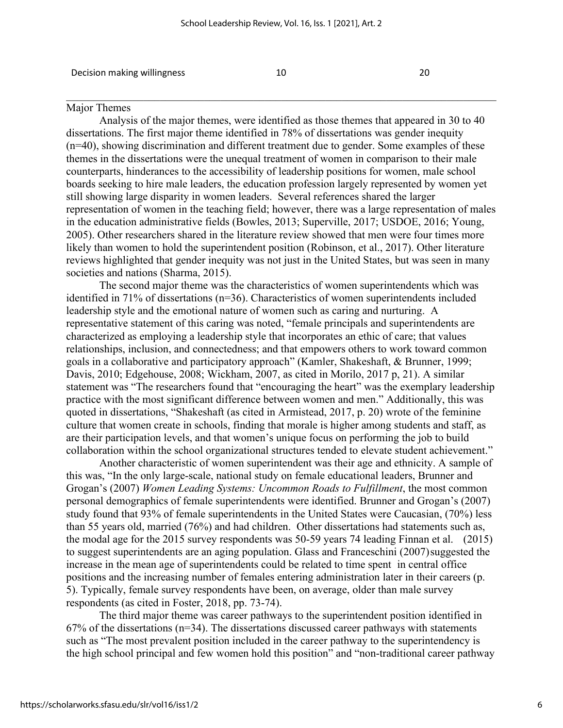| Decision making willingness | 10 | 20 |
|---|---|---|

Major Themes

Analysis of the major themes, were identified as those themes that appeared in 30 to 40 dissertations. The first major theme identified in 78% of dissertations was gender inequity (n=40), showing discrimination and different treatment due to gender. Some examples of these themes in the dissertations were the unequal treatment of women in comparison to their male counterparts, hinderances to the accessibility of leadership positions for women, male school boards seeking to hire male leaders, the education profession largely represented by women yet still showing large disparity in women leaders. Several references shared the larger representation of women in the teaching field; however, there was a large representation of males in the education administrative fields (Bowles, 2013; Superville, 2017; USDOE, 2016; Young, 2005). Other researchers shared in the literature review showed that men were four times more likely than women to hold the superintendent position (Robinson, et al., 2017). Other literature reviews highlighted that gender inequity was not just in the United States, but was seen in many societies and nations (Sharma, 2015).

The second major theme was the characteristics of women superintendents which was identified in 71% of dissertations (n=36). Characteristics of women superintendents included leadership style and the emotional nature of women such as caring and nurturing. A representative statement of this caring was noted, "female principals and superintendents are characterized as employing a leadership style that incorporates an ethic of care; that values relationships, inclusion, and connectedness; and that empowers others to work toward common goals in a collaborative and participatory approach" (Kamler, Shakeshaft, & Brunner, 1999; Davis, 2010; Edgehouse, 2008; Wickham, 2007, as cited in Morilo, 2017 p, 21). A similar statement was "The researchers found that "encouraging the heart" was the exemplary leadership practice with the most significant difference between women and men." Additionally, this was quoted in dissertations, "Shakeshaft (as cited in Armistead, 2017, p. 20) wrote of the feminine culture that women create in schools, finding that morale is higher among students and staff, as are their participation levels, and that women's unique focus on performing the job to build collaboration within the school organizational structures tended to elevate student achievement."

Another characteristic of women superintendent was their age and ethnicity. A sample of this was, "In the only large-scale, national study on female educational leaders, Brunner and Grogan's (2007) *Women Leading Systems: Uncommon Roads to Fulfillment*, the most common personal demographics of female superintendents were identified. Brunner and Grogan's (2007) study found that 93% of female superintendents in the United States were Caucasian, (70%) less than 55 years old, married (76%) and had children. Other dissertations had statements such as, the modal age for the 2015 survey respondents was 50-59 years 74 leading Finnan et al. (2015) to suggest superintendents are an aging population. Glass and Franceschini (2007) suggested the increase in the mean age of superintendents could be related to time spent in central office positions and the increasing number of females entering administration later in their careers (p. 5). Typically, female survey respondents have been, on average, older than male survey respondents (as cited in Foster, 2018, pp. 73-74).

The third major theme was career pathways to the superintendent position identified in 67% of the dissertations (n=34). The dissertations discussed career pathways with statements such as "The most prevalent position included in the career pathway to the superintendency is the high school principal and few women hold this position" and "non-traditional career pathway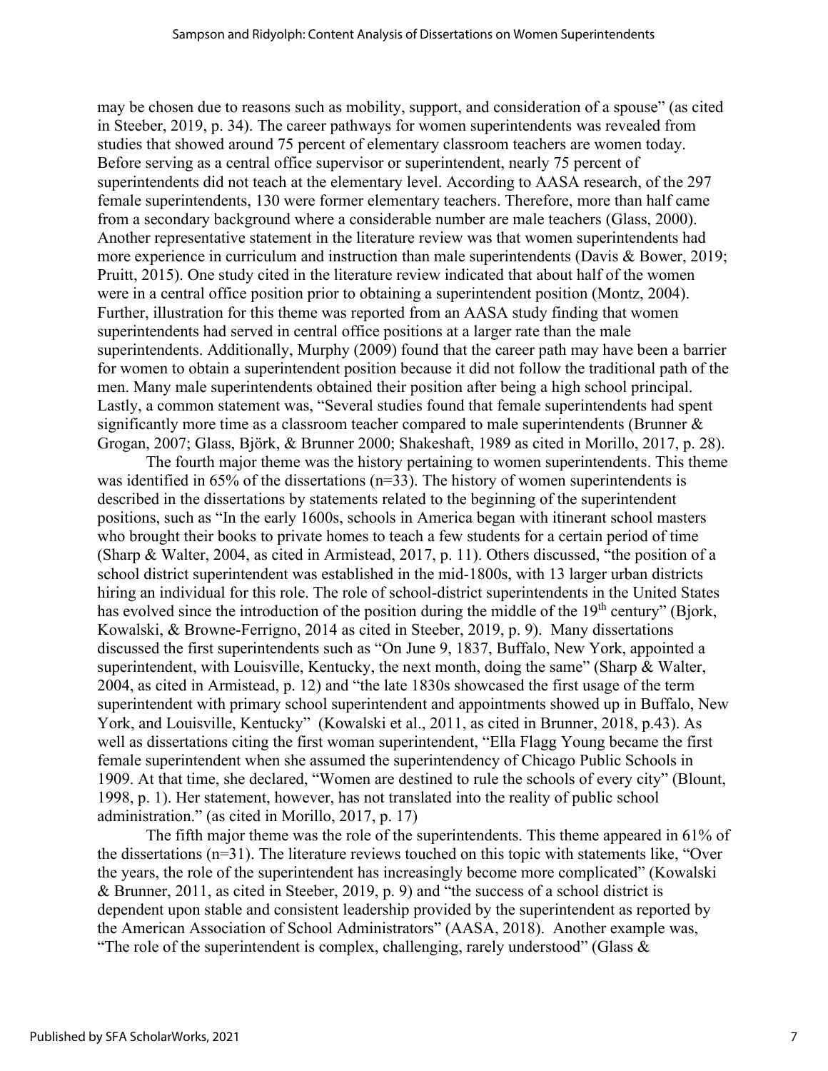may be chosen due to reasons such as mobility, support, and consideration of a spouse" (as cited in Steeber, 2019, p. 34). The career pathways for women superintendents was revealed from studies that showed around 75 percent of elementary classroom teachers are women today. Before serving as a central office supervisor or superintendent, nearly 75 percent of superintendents did not teach at the elementary level. According to AASA research, of the 297 female superintendents, 130 were former elementary teachers. Therefore, more than half came from a secondary background where a considerable number are male teachers (Glass, 2000). Another representative statement in the literature review was that women superintendents had more experience in curriculum and instruction than male superintendents (Davis & Bower, 2019; Pruitt, 2015). One study cited in the literature review indicated that about half of the women were in a central office position prior to obtaining a superintendent position (Montz, 2004). Further, illustration for this theme was reported from an AASA study finding that women superintendents had served in central office positions at a larger rate than the male superintendents. Additionally, Murphy (2009) found that the career path may have been a barrier for women to obtain a superintendent position because it did not follow the traditional path of the men. Many male superintendents obtained their position after being a high school principal. Lastly, a common statement was, "Several studies found that female superintendents had spent significantly more time as a classroom teacher compared to male superintendents (Brunner & Grogan, 2007; Glass, Björk, & Brunner 2000; Shakeshaft, 1989 as cited in Morillo, 2017, p. 28).

The fourth major theme was the history pertaining to women superintendents. This theme was identified in 65% of the dissertations (n=33). The history of women superintendents is described in the dissertations by statements related to the beginning of the superintendent positions, such as "In the early 1600s, schools in America began with itinerant school masters who brought their books to private homes to teach a few students for a certain period of time (Sharp & Walter, 2004, as cited in Armistead, 2017, p. 11). Others discussed, "the position of a school district superintendent was established in the mid-1800s, with 13 larger urban districts hiring an individual for this role. The role of school-district superintendents in the United States has evolved since the introduction of the position during the middle of the 19th century" (Bjork, Kowalski, & Browne-Ferrigno, 2014 as cited in Steeber, 2019, p. 9). Many dissertations discussed the first superintendents such as "On June 9, 1837, Buffalo, New York, appointed a superintendent, with Louisville, Kentucky, the next month, doing the same" (Sharp & Walter, 2004, as cited in Armistead, p. 12) and "the late 1830s showcased the first usage of the term superintendent with primary school superintendent and appointments showed up in Buffalo, New York, and Louisville, Kentucky" (Kowalski et al., 2011, as cited in Brunner, 2018, p.43). As well as dissertations citing the first woman superintendent, "Ella Flagg Young became the first female superintendent when she assumed the superintendency of Chicago Public Schools in 1909. At that time, she declared, "Women are destined to rule the schools of every city" (Blount, 1998, p. 1). Her statement, however, has not translated into the reality of public school administration." (as cited in Morillo, 2017, p. 17)

The fifth major theme was the role of the superintendents. This theme appeared in 61% of the dissertations (n=31). The literature reviews touched on this topic with statements like, "Over the years, the role of the superintendent has increasingly become more complicated" (Kowalski & Brunner, 2011, as cited in Steeber, 2019, p. 9) and "the success of a school district is dependent upon stable and consistent leadership provided by the superintendent as reported by the American Association of School Administrators" (AASA, 2018). Another example was, "The role of the superintendent is complex, challenging, rarely understood" (Glass &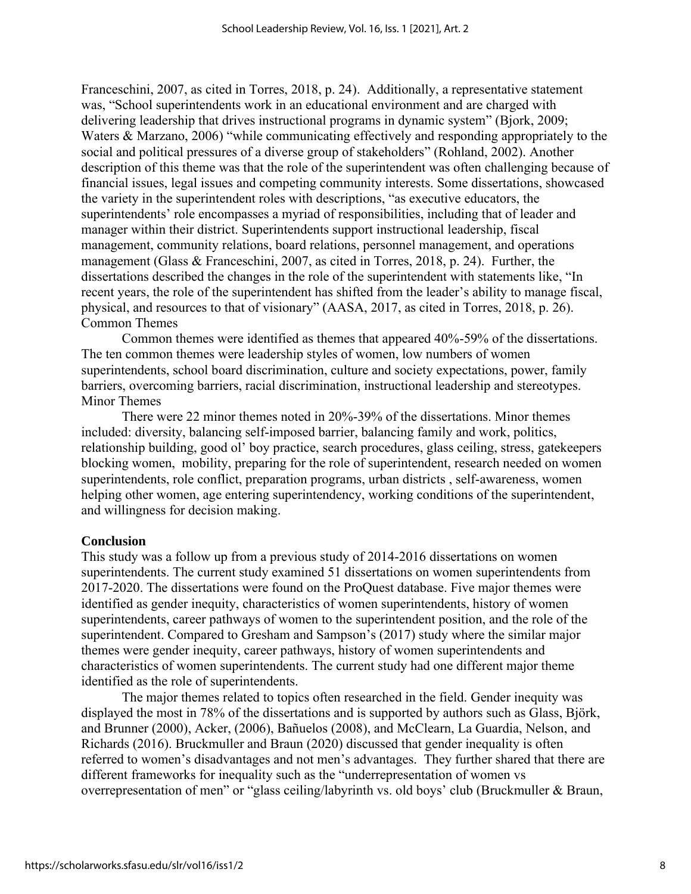Franceschini, 2007, as cited in Torres, 2018, p. 24). Additionally, a representative statement was, "School superintendents work in an educational environment and are charged with delivering leadership that drives instructional programs in dynamic system" (Bjork, 2009; Waters & Marzano, 2006) "while communicating effectively and responding appropriately to the social and political pressures of a diverse group of stakeholders" (Rohland, 2002). Another description of this theme was that the role of the superintendent was often challenging because of financial issues, legal issues and competing community interests. Some dissertations, showcased the variety in the superintendent roles with descriptions, "as executive educators, the superintendents' role encompasses a myriad of responsibilities, including that of leader and manager within their district. Superintendents support instructional leadership, fiscal management, community relations, board relations, personnel management, and operations management (Glass & Franceschini, 2007, as cited in Torres, 2018, p. 24). Further, the dissertations described the changes in the role of the superintendent with statements like, "In recent years, the role of the superintendent has shifted from the leader's ability to manage fiscal, physical, and resources to that of visionary" (AASA, 2017, as cited in Torres, 2018, p. 26).

Common Themes

Common themes were identified as themes that appeared 40%-59% of the dissertations. The ten common themes were leadership styles of women, low numbers of women superintendents, school board discrimination, culture and society expectations, power, family barriers, overcoming barriers, racial discrimination, instructional leadership and stereotypes.

Minor Themes

There were 22 minor themes noted in 20%-39% of the dissertations. Minor themes included: diversity, balancing self-imposed barrier, balancing family and work, politics, relationship building, good ol' boy practice, search procedures, glass ceiling, stress, gatekeepers blocking women, mobility, preparing for the role of superintendent, research needed on women superintendents, role conflict, preparation programs, urban districts , self-awareness, women helping other women, age entering superintendency, working conditions of the superintendent, and willingness for decision making.

## Conclusion

This study was a follow up from a previous study of 2014-2016 dissertations on women superintendents. The current study examined 51 dissertations on women superintendents from 2017-2020. The dissertations were found on the ProQuest database. Five major themes were identified as gender inequity, characteristics of women superintendents, history of women superintendents, career pathways of women to the superintendent position, and the role of the superintendent. Compared to Gresham and Sampson's (2017) study where the similar major themes were gender inequity, career pathways, history of women superintendents and characteristics of women superintendents. The current study had one different major theme identified as the role of superintendents.

The major themes related to topics often researched in the field. Gender inequity was displayed the most in 78% of the dissertations and is supported by authors such as Glass, Björk, and Brunner (2000), Acker, (2006), Bañuelos (2008), and McClearn, La Guardia, Nelson, and Richards (2016). Bruckmuller and Braun (2020) discussed that gender inequality is often referred to women's disadvantages and not men's advantages. They further shared that there are different frameworks for inequality such as the "underrepresentation of women vs overrepresentation of men" or "glass ceiling/labyrinth vs. old boys' club (Bruckmuller & Braun,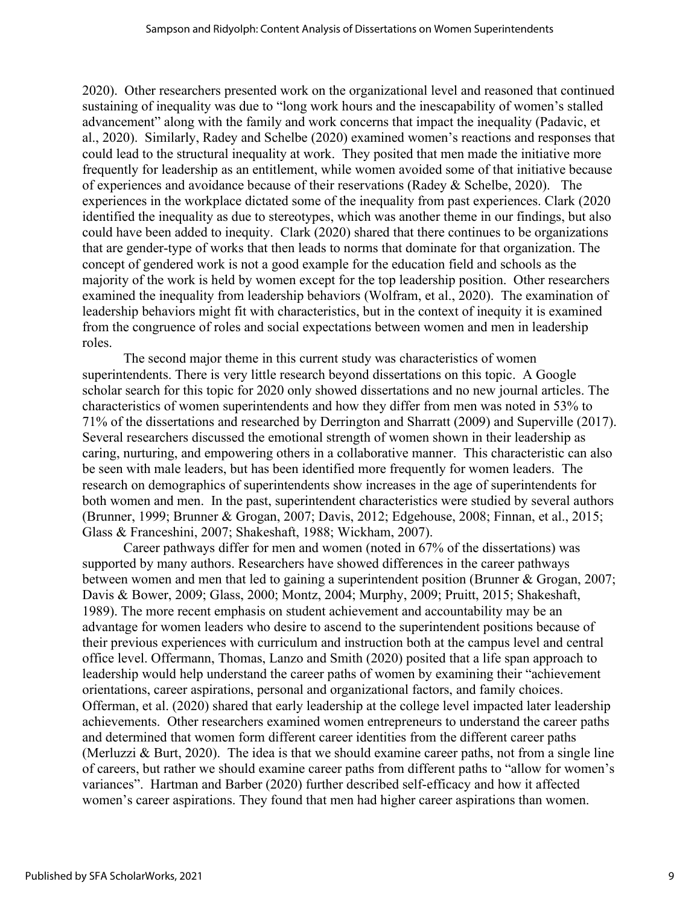2020). Other researchers presented work on the organizational level and reasoned that continued sustaining of inequality was due to "long work hours and the inescapability of women's stalled advancement" along with the family and work concerns that impact the inequality (Padavic, et al., 2020). Similarly, Radey and Schelbe (2020) examined women's reactions and responses that could lead to the structural inequality at work. They posited that men made the initiative more frequently for leadership as an entitlement, while women avoided some of that initiative because of experiences and avoidance because of their reservations (Radey & Schelbe, 2020). The experiences in the workplace dictated some of the inequality from past experiences. Clark (2020 identified the inequality as due to stereotypes, which was another theme in our findings, but also could have been added to inequity. Clark (2020) shared that there continues to be organizations that are gender-type of works that then leads to norms that dominate for that organization. The concept of gendered work is not a good example for the education field and schools as the majority of the work is held by women except for the top leadership position. Other researchers examined the inequality from leadership behaviors (Wolfram, et al., 2020). The examination of leadership behaviors might fit with characteristics, but in the context of inequity it is examined from the congruence of roles and social expectations between women and men in leadership roles.

The second major theme in this current study was characteristics of women superintendents. There is very little research beyond dissertations on this topic. A Google scholar search for this topic for 2020 only showed dissertations and no new journal articles. The characteristics of women superintendents and how they differ from men was noted in 53% to 71% of the dissertations and researched by Derrington and Sharratt (2009) and Superville (2017). Several researchers discussed the emotional strength of women shown in their leadership as caring, nurturing, and empowering others in a collaborative manner. This characteristic can also be seen with male leaders, but has been identified more frequently for women leaders. The research on demographics of superintendents show increases in the age of superintendents for both women and men. In the past, superintendent characteristics were studied by several authors (Brunner, 1999; Brunner & Grogan, 2007; Davis, 2012; Edgehouse, 2008; Finnan, et al., 2015; Glass & Franceshini, 2007; Shakeshaft, 1988; Wickham, 2007).

Career pathways differ for men and women (noted in 67% of the dissertations) was supported by many authors. Researchers have showed differences in the career pathways between women and men that led to gaining a superintendent position (Brunner & Grogan, 2007; Davis & Bower, 2009; Glass, 2000; Montz, 2004; Murphy, 2009; Pruitt, 2015; Shakeshaft, 1989). The more recent emphasis on student achievement and accountability may be an advantage for women leaders who desire to ascend to the superintendent positions because of their previous experiences with curriculum and instruction both at the campus level and central office level. Offermann, Thomas, Lanzo and Smith (2020) posited that a life span approach to leadership would help understand the career paths of women by examining their "achievement orientations, career aspirations, personal and organizational factors, and family choices. Offerman, et al. (2020) shared that early leadership at the college level impacted later leadership achievements. Other researchers examined women entrepreneurs to understand the career paths and determined that women form different career identities from the different career paths (Merluzzi & Burt, 2020). The idea is that we should examine career paths, not from a single line of careers, but rather we should examine career paths from different paths to "allow for women's variances". Hartman and Barber (2020) further described self-efficacy and how it affected women's career aspirations. They found that men had higher career aspirations than women.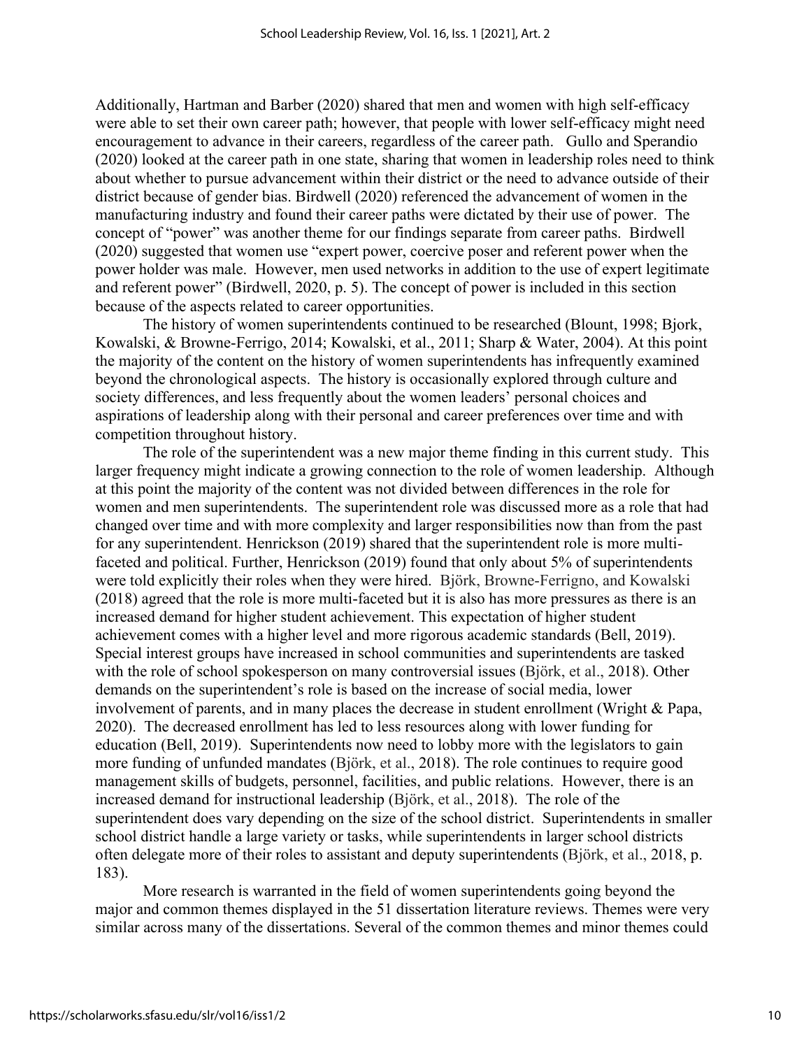Additionally, Hartman and Barber (2020) shared that men and women with high self-efficacy were able to set their own career path; however, that people with lower self-efficacy might need encouragement to advance in their careers, regardless of the career path. Gullo and Sperandio (2020) looked at the career path in one state, sharing that women in leadership roles need to think about whether to pursue advancement within their district or the need to advance outside of their district because of gender bias. Birdwell (2020) referenced the advancement of women in the manufacturing industry and found their career paths were dictated by their use of power. The concept of "power" was another theme for our findings separate from career paths. Birdwell (2020) suggested that women use "expert power, coercive poser and referent power when the power holder was male. However, men used networks in addition to the use of expert legitimate and referent power" (Birdwell, 2020, p. 5). The concept of power is included in this section because of the aspects related to career opportunities.

The history of women superintendents continued to be researched (Blount, 1998; Bjork, Kowalski, & Browne-Ferrigo, 2014; Kowalski, et al., 2011; Sharp & Water, 2004). At this point the majority of the content on the history of women superintendents has infrequently examined beyond the chronological aspects. The history is occasionally explored through culture and society differences, and less frequently about the women leaders' personal choices and aspirations of leadership along with their personal and career preferences over time and with competition throughout history.

The role of the superintendent was a new major theme finding in this current study. This larger frequency might indicate a growing connection to the role of women leadership. Although at this point the majority of the content was not divided between differences in the role for women and men superintendents. The superintendent role was discussed more as a role that had changed over time and with more complexity and larger responsibilities now than from the past for any superintendent. Henrickson (2019) shared that the superintendent role is more multi-faceted and political. Further, Henrickson (2019) found that only about 5% of superintendents were told explicitly their roles when they were hired. Björk, Browne-Ferrigno, and Kowalski (2018) agreed that the role is more multi-faceted but it is also has more pressures as there is an increased demand for higher student achievement. This expectation of higher student achievement comes with a higher level and more rigorous academic standards (Bell, 2019). Special interest groups have increased in school communities and superintendents are tasked with the role of school spokesperson on many controversial issues (Björk, et al., 2018). Other demands on the superintendent's role is based on the increase of social media, lower involvement of parents, and in many places the decrease in student enrollment (Wright & Papa, 2020). The decreased enrollment has led to less resources along with lower funding for education (Bell, 2019). Superintendents now need to lobby more with the legislators to gain more funding of unfunded mandates (Björk, et al., 2018). The role continues to require good management skills of budgets, personnel, facilities, and public relations. However, there is an increased demand for instructional leadership (Björk, et al., 2018). The role of the superintendent does vary depending on the size of the school district. Superintendents in smaller school district handle a large variety or tasks, while superintendents in larger school districts often delegate more of their roles to assistant and deputy superintendents (Björk, et al., 2018, p. 183).

More research is warranted in the field of women superintendents going beyond the major and common themes displayed in the 51 dissertation literature reviews. Themes were very similar across many of the dissertations. Several of the common themes and minor themes could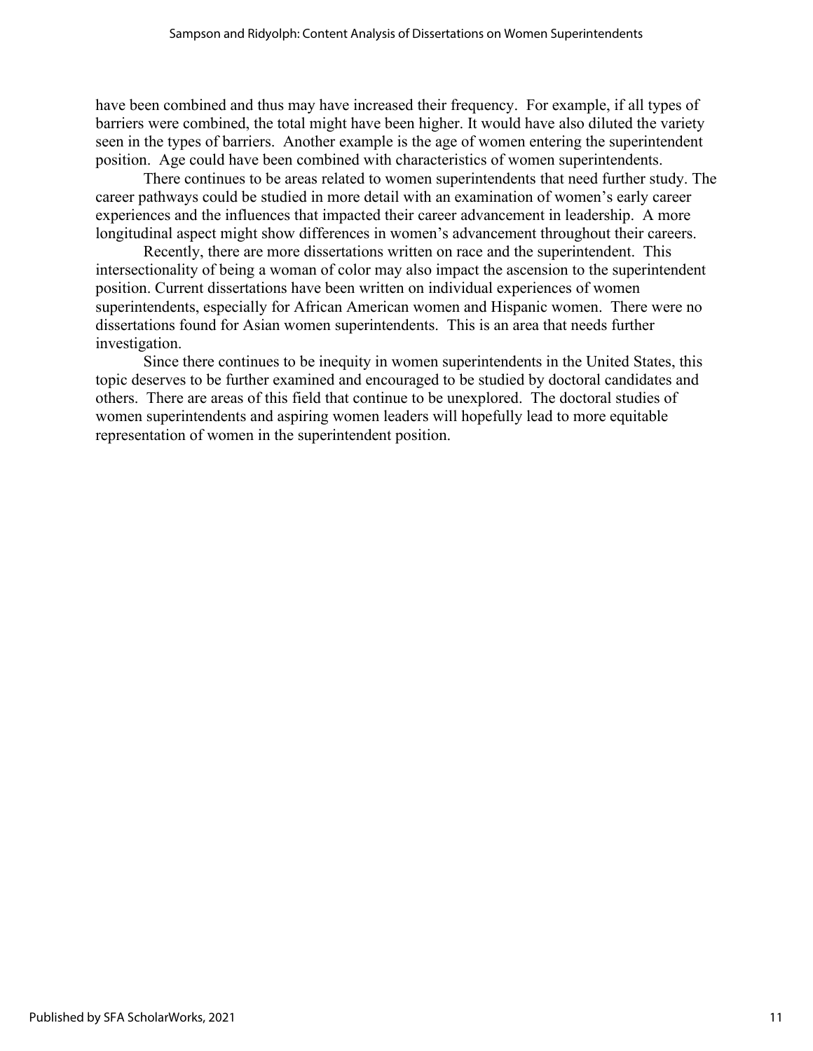have been combined and thus may have increased their frequency. For example, if all types of barriers were combined, the total might have been higher. It would have also diluted the variety seen in the types of barriers. Another example is the age of women entering the superintendent position. Age could have been combined with characteristics of women superintendents.

There continues to be areas related to women superintendents that need further study. The career pathways could be studied in more detail with an examination of women's early career experiences and the influences that impacted their career advancement in leadership. A more longitudinal aspect might show differences in women's advancement throughout their careers.

Recently, there are more dissertations written on race and the superintendent. This intersectionality of being a woman of color may also impact the ascension to the superintendent position. Current dissertations have been written on individual experiences of women superintendents, especially for African American women and Hispanic women. There were no dissertations found for Asian women superintendents. This is an area that needs further investigation.

Since there continues to be inequity in women superintendents in the United States, this topic deserves to be further examined and encouraged to be studied by doctoral candidates and others. There are areas of this field that continue to be unexplored. The doctoral studies of women superintendents and aspiring women leaders will hopefully lead to more equitable representation of women in the superintendent position.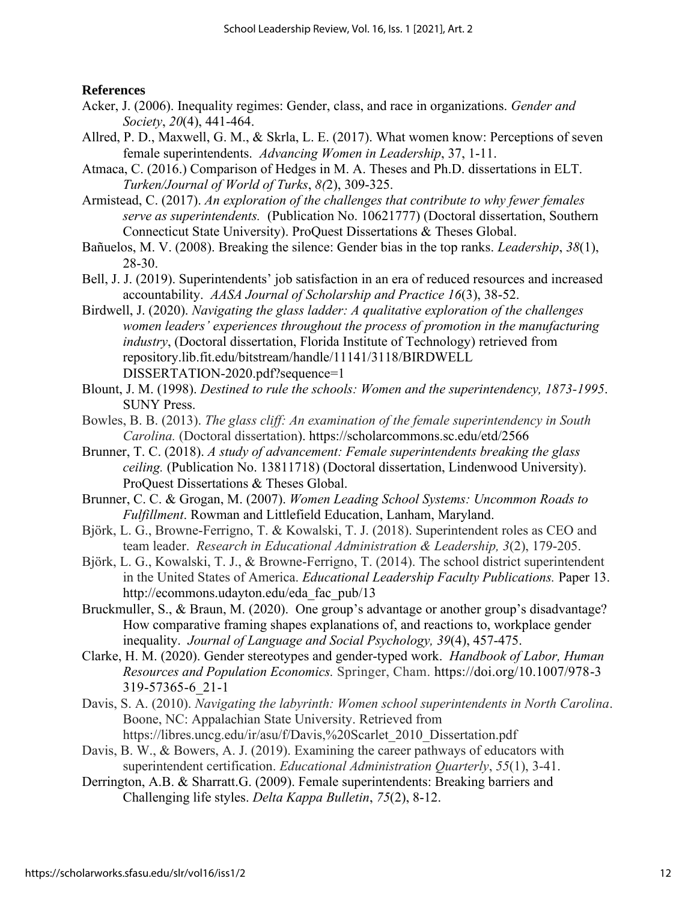**References**

Acker, J. (2006). Inequality regimes: Gender, class, and race in organizations. *Gender and Society*, *20*(4), 441-464.

Allred, P. D., Maxwell, G. M., & Skrla, L. E. (2017). What women know: Perceptions of seven female superintendents. *Advancing Women in Leadership*, 37, 1-11.

Atmaca, C. (2016.) Comparison of Hedges in M. A. Theses and Ph.D. dissertations in ELT. *Turken/Journal of World of Turks*, *8(*2), 309-325.

Armistead, C. (2017). *An exploration of the challenges that contribute to why fewer females serve as superintendents.* (Publication No. 10621777) (Doctoral dissertation, Southern Connecticut State University). ProQuest Dissertations & Theses Global.

Bañuelos, M. V. (2008). Breaking the silence: Gender bias in the top ranks. *Leadership*, *38*(1), 28-30.

Bell, J. J. (2019). Superintendents' job satisfaction in an era of reduced resources and increased accountability. *AASA Journal of Scholarship and Practice 16*(3), 38-52.

Birdwell, J. (2020). *Navigating the glass ladder: A qualitative exploration of the challenges women leaders' experiences throughout the process of promotion in the manufacturing industry*, (Doctoral dissertation, Florida Institute of Technology) retrieved from repository.lib.fit.edu/bitstream/handle/11141/3118/BIRDWELL DISSERTATION-2020.pdf?sequence=1

Blount, J. M. (1998). *Destined to rule the schools: Women and the superintendency, 1873-1995*. SUNY Press.

Bowles, B. B. (2013). *The glass cliff: An examination of the female superintendency in South Carolina.* (Doctoral dissertation). https://scholarcommons.sc.edu/etd/2566

Brunner, T. C. (2018). *A study of advancement: Female superintendents breaking the glass ceiling.* (Publication No. 13811718) (Doctoral dissertation, Lindenwood University). ProQuest Dissertations & Theses Global.

Brunner, C. C. & Grogan, M. (2007). *Women Leading School Systems: Uncommon Roads to Fulfillment*. Rowman and Littlefield Education, Lanham, Maryland.

Björk, L. G., Browne-Ferrigno, T. & Kowalski, T. J. (2018). Superintendent roles as CEO and team leader. *Research in Educational Administration & Leadership, 3*(2), 179-205.

Björk, L. G., Kowalski, T. J., & Browne-Ferrigno, T. (2014). The school district superintendent in the United States of America. *Educational Leadership Faculty Publications.* Paper 13. http://ecommons.udayton.edu/eda_fac_pub/13

Bruckmuller, S., & Braun, M. (2020). One group's advantage or another group's disadvantage? How comparative framing shapes explanations of, and reactions to, workplace gender inequality. *Journal of Language and Social Psychology, 39*(4), 457-475.

Clarke, H. M. (2020). Gender stereotypes and gender-typed work. *Handbook of Labor, Human Resources and Population Economics.* Springer, Cham. https://doi.org/10.1007/978-3 319-57365-6_21-1

Davis, S. A. (2010). *Navigating the labyrinth: Women school superintendents in North Carolina*. Boone, NC: Appalachian State University. Retrieved from https://libres.uncg.edu/ir/asu/f/Davis,%20Scarlet_2010_Dissertation.pdf

Davis, B. W., & Bowers, A. J. (2019). Examining the career pathways of educators with superintendent certification. *Educational Administration Quarterly*, *55*(1), 3-41.

Derrington, A.B. & Sharratt.G. (2009). Female superintendents: Breaking barriers and Challenging life styles. *Delta Kappa Bulletin*, *75*(2), 8-12.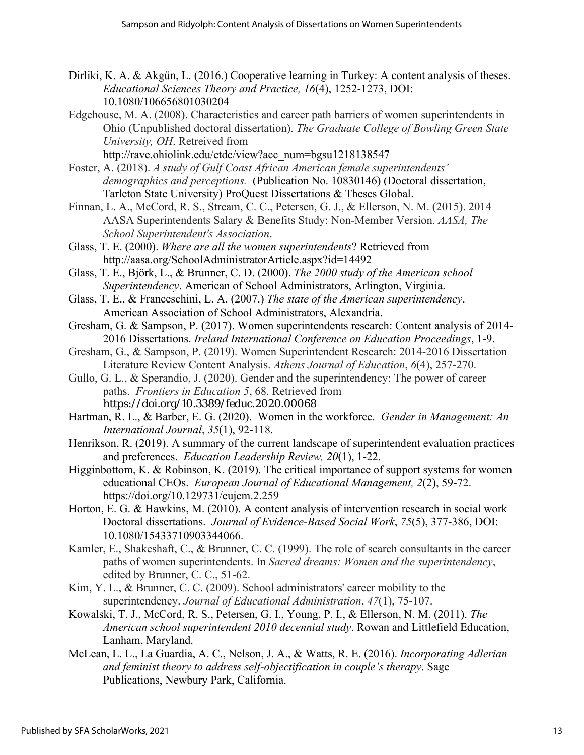Dirliki, K. A. & Akgün, L. (2016.) Cooperative learning in Turkey: A content analysis of theses. *Educational Sciences Theory and Practice, 16*(4), 1252-1273, DOI: 10.1080/106656801030204

Edgehouse, M. A. (2008). Characteristics and career path barriers of women superintendents in Ohio (Unpublished doctoral dissertation). *The Graduate College of Bowling Green State University, OH*. Retreived from http://rave.ohiolink.edu/etdc/view?acc_num=bgsu1218138547

Foster, A. (2018). *A study of Gulf Coast African American female superintendents' demographics and perceptions.* (Publication No. 10830146) (Doctoral dissertation, Tarleton State University) ProQuest Dissertations & Theses Global.

Finnan, L. A., McCord, R. S., Stream, C. C., Petersen, G. J., & Ellerson, N. M. (2015). 2014 AASA Superintendents Salary & Benefits Study: Non-Member Version. *AASA, The School Superintendent's Association*.

Glass, T. E. (2000). *Where are all the women superintendents*? Retrieved from http://aasa.org/SchoolAdministratorArticle.aspx?id=14492

Glass, T. E., Björk, L., Brunner, C. D. (2000). *The 2000 study of the American school Superintendency*. American of School Administrators, Arlington, Virginia.

Glass, T. E., & Franceschini, L. A. (2007.) *The state of the American superintendency*. American Association of School Administrators, Alexandria.

Gresham, G. & Sampson, P. (2017). Women superintendents research: Content analysis of 2014-2016 Dissertations. *Ireland International Conference on Education Proceedings*, 1-9.

Gresham, G., & Sampson, P. (2019). Women Superintendent Research: 2014-2016 Dissertation Literature Review Content Analysis. *Athens Journal of Education*, *6*(4), 257-270.

Gullo, G. L., & Sperandio, J. (2020). Gender and the superintendency: The power of career paths. *Frontiers in Education 5*, 68. Retrieved from https://doi.org/10.3389/feduc.2020.00068

Hartman, R. L., & Barber, E. G. (2020). Women in the workforce. *Gender in Management: An International Journal*, *35*(1), 92-118.

Henrikson, R. (2019). A summary of the current landscape of superintendent evaluation practices and preferences. *Education Leadership Review, 20*(1), 1-22.

Higginbottom, K. & Robinson, K. (2019). The critical importance of support systems for women educational CEOs. *European Journal of Educational Management, 2*(2), 59-72. https://doi.org/10.129731/eujem.2.259

Horton, E. G. & Hawkins, M. (2010). A content analysis of intervention research in social work Doctoral dissertations. *Journal of Evidence-Based Social Work*, *75*(5), 377-386, DOI: 10.1080/15433710903344066.

Kamler, E., Shakeshaft, C., & Brunner, C. C. (1999). The role of search consultants in the career paths of women superintendents. In *Sacred dreams: Women and the superintendency*, edited by Brunner, C. C., 51-62.

Kim, Y. L., & Brunner, C. C. (2009). School administrators' career mobility to the superintendency. *Journal of Educational Administration*, *47*(1), 75-107.

Kowalski, T. J., McCord, R. S., Petersen, G. I., Young, P. I., & Ellerson, N. M. (2011). *The American school superintendent 2010 decennial study*. Rowan and Littlefield Education, Lanham, Maryland.

McLean, L. L., La Guardia, A. C., Nelson, J. A., & Watts, R. E. (2016). *Incorporating Adlerian and feminist theory to address self-objectification in couple's therapy*. Sage Publications, Newbury Park, California.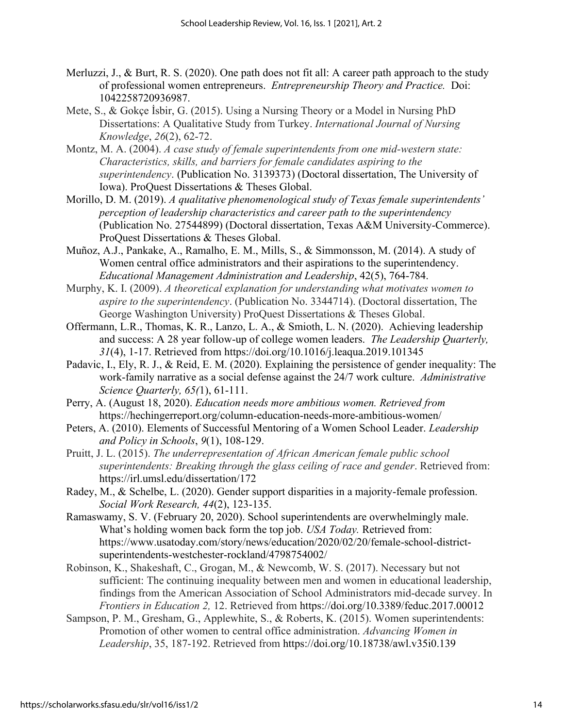Merluzzi, J., & Burt, R. S. (2020). One path does not fit all: A career path approach to the study of professional women entrepreneurs. *Entrepreneurship Theory and Practice.* Doi: 1042258720936987.

Mete, S., & Gokçe İsbir, G. (2015). Using a Nursing Theory or a Model in Nursing PhD Dissertations: A Qualitative Study from Turkey. *International Journal of Nursing Knowledge*, *26*(2), 62-72.

Montz, M. A. (2004). *A case study of female superintendents from one mid-western state: Characteristics, skills, and barriers for female candidates aspiring to the superintendency*. (Publication No. 3139373) (Doctoral dissertation, The University of Iowa). ProQuest Dissertations & Theses Global.

Morillo, D. M. (2019). *A qualitative phenomenological study of Texas female superintendents' perception of leadership characteristics and career path to the superintendency* (Publication No. 27544899) (Doctoral dissertation, Texas A&M University-Commerce). ProQuest Dissertations & Theses Global.

Muñoz, A.J., Pankake, A., Ramalho, E. M., Mills, S., & Simmonsson, M. (2014). A study of Women central office administrators and their aspirations to the superintendency. *Educational Management Administration and Leadership*, 42(5), 764-784.

Murphy, K. I. (2009). *A theoretical explanation for understanding what motivates women to aspire to the superintendency*. (Publication No. 3344714). (Doctoral dissertation, The George Washington University) ProQuest Dissertations & Theses Global.

Offermann, L.R., Thomas, K. R., Lanzo, L. A., & Smioth, L. N. (2020). Achieving leadership and success: A 28 year follow-up of college women leaders. *The Leadership Quarterly, 31*(4), 1-17. Retrieved from https://doi.org/10.1016/j.leaqua.2019.101345

Padavic, I., Ely, R. J., & Reid, E. M. (2020). Explaining the persistence of gender inequality: The work-family narrative as a social defense against the 24/7 work culture. *Administrative Science Quarterly, 65(*1), 61-111.

Perry, A. (August 18, 2020). *Education needs more ambitious women. Retrieved from* https://hechingerreport.org/column-education-needs-more-ambitious-women/

Peters, A. (2010). Elements of Successful Mentoring of a Women School Leader. *Leadership and Policy in Schools*, *9*(1), 108-129.

Pruitt, J. L. (2015). *The underrepresentation of African American female public school superintendents: Breaking through the glass ceiling of race and gender*. Retrieved from: https://irl.umsl.edu/dissertation/172

Radey, M., & Schelbe, L. (2020). Gender support disparities in a majority-female profession. *Social Work Research, 44*(2), 123-135.

Ramaswamy, S. V. (February 20, 2020). School superintendents are overwhelmingly male. What's holding women back form the top job. *USA Today.* Retrieved from: https://www.usatoday.com/story/news/education/2020/02/20/female-school-district-superintendents-westchester-rockland/4798754002/

Robinson, K., Shakeshaft, C., Grogan, M., & Newcomb, W. S. (2017). Necessary but not sufficient: The continuing inequality between men and women in educational leadership, findings from the American Association of School Administrators mid-decade survey. In *Frontiers in Education 2,* 12. Retrieved from https://doi.org/10.3389/feduc.2017.00012

Sampson, P. M., Gresham, G., Applewhite, S., & Roberts, K. (2015). Women superintendents: Promotion of other women to central office administration. *Advancing Women in Leadership*, 35, 187-192. Retrieved from https://doi.org/10.18738/awl.v35i0.139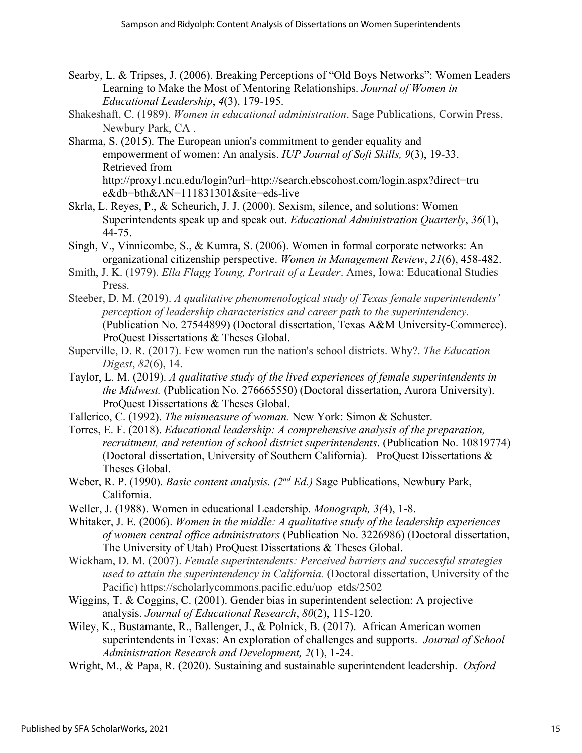Searby, L. & Tripses, J. (2006). Breaking Perceptions of "Old Boys Networks": Women Leaders Learning to Make the Most of Mentoring Relationships. *Journal of Women in Educational Leadership*, *4*(3), 179-195.

Shakeshaft, C. (1989). *Women in educational administration*. Sage Publications, Corwin Press, Newbury Park, CA .

Sharma, S. (2015). The European union's commitment to gender equality and empowerment of women: An analysis. *IUP Journal of Soft Skills, 9*(3), 19-33. Retrieved from http://proxy1.ncu.edu/login?url=http://search.ebscohost.com/login.aspx?direct=true&db=bth&AN=111831301&site=eds-live

Skrla, L. Reyes, P., & Scheurich, J. J. (2000). Sexism, silence, and solutions: Women Superintendents speak up and speak out. *Educational Administration Quarterly*, *36*(1), 44-75.

Singh, V., Vinnicombe, S., & Kumra, S. (2006). Women in formal corporate networks: An organizational citizenship perspective. *Women in Management Review*, *21*(6), 458-482.

Smith, J. K. (1979). *Ella Flagg Young, Portrait of a Leader*. Ames, Iowa: Educational Studies Press.

Steeber, D. M. (2019). *A qualitative phenomenological study of Texas female superintendents' perception of leadership characteristics and career path to the superintendency.* (Publication No. 27544899) (Doctoral dissertation, Texas A&M University-Commerce). ProQuest Dissertations & Theses Global.

Superville, D. R. (2017). Few women run the nation's school districts. Why?. *The Education Digest*, *82*(6), 14.

Taylor, L. M. (2019). *A qualitative study of the lived experiences of female superintendents in the Midwest.* (Publication No. 276665550) (Doctoral dissertation, Aurora University). ProQuest Dissertations & Theses Global.

Tallerico, C. (1992). *The mismeasure of woman.* New York: Simon & Schuster.

Torres, E. F. (2018). *Educational leadership: A comprehensive analysis of the preparation, recruitment, and retention of school district superintendents*. (Publication No. 10819774) (Doctoral dissertation, University of Southern California). ProQuest Dissertations & Theses Global.

Weber, R. P. (1990). *Basic content analysis. (2nd Ed.)* Sage Publications, Newbury Park, California.

Weller, J. (1988). Women in educational Leadership. *Monograph, 3(*4), 1-8.

Whitaker, J. E. (2006). *Women in the middle: A qualitative study of the leadership experiences of women central office administrators* (Publication No. 3226986) (Doctoral dissertation, The University of Utah) ProQuest Dissertations & Theses Global.

Wickham, D. M. (2007). *Female superintendents: Perceived barriers and successful strategies used to attain the superintendency in California.* (Doctoral dissertation, University of the Pacific) https://scholarlycommons.pacific.edu/uop_etds/2502

Wiggins, T. & Coggins, C. (2001). Gender bias in superintendent selection: A projective analysis. *Journal of Educational Research*, *80*(2), 115-120.

Wiley, K., Bustamante, R., Ballenger, J., & Polnick, B. (2017). African American women superintendents in Texas: An exploration of challenges and supports. *Journal of School Administration Research and Development, 2*(1), 1-24.

Wright, M., & Papa, R. (2020). Sustaining and sustainable superintendent leadership. *Oxford*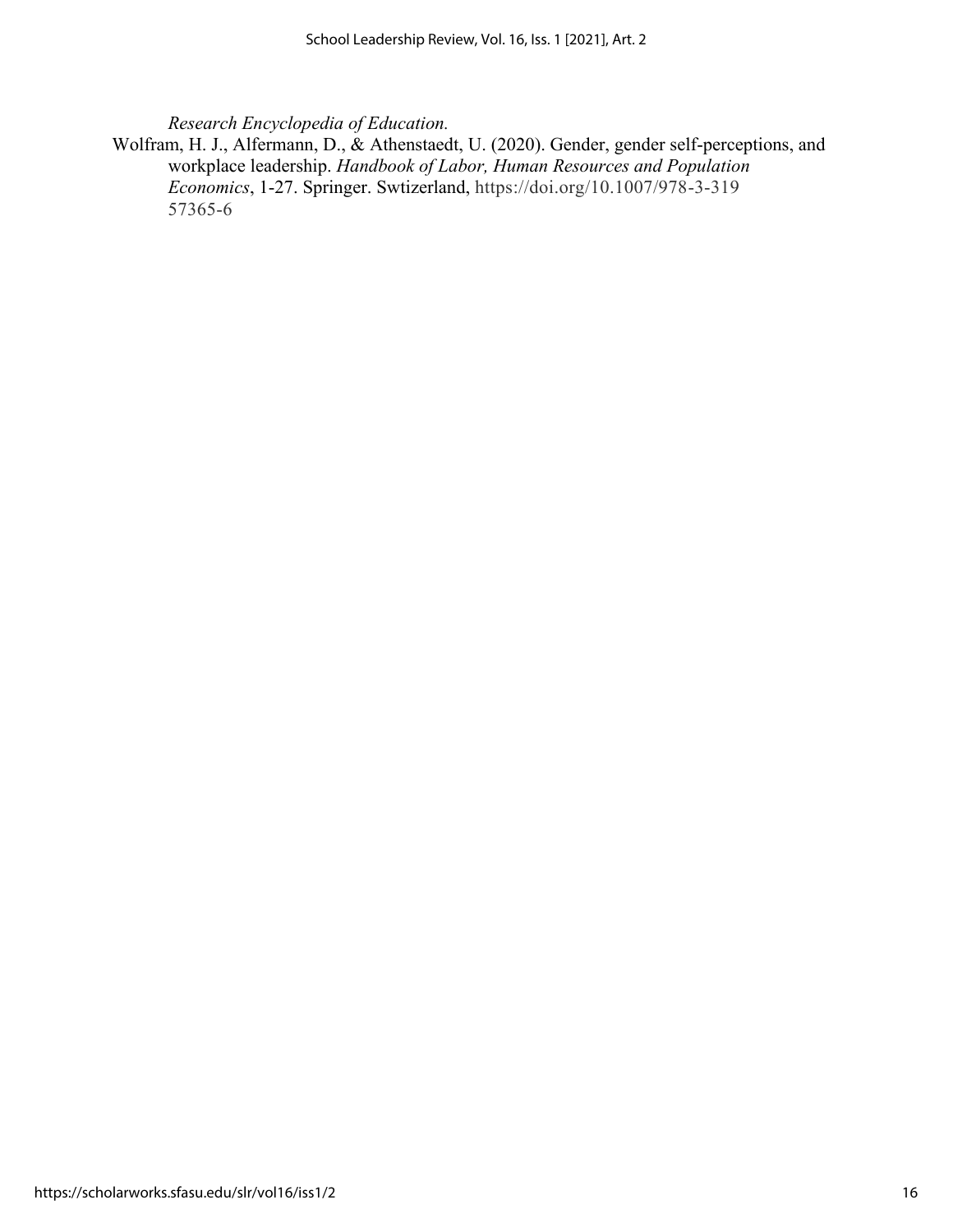*Research Encyclopedia of Education.*

Wolfram, H. J., Alfermann, D., & Athenstaedt, U. (2020). Gender, gender self-perceptions, and workplace leadership. *Handbook of Labor, Human Resources and Population Economics*, 1-27. Springer. Swtizerland, https://doi.org/10.1007/978-3-319 57365-6